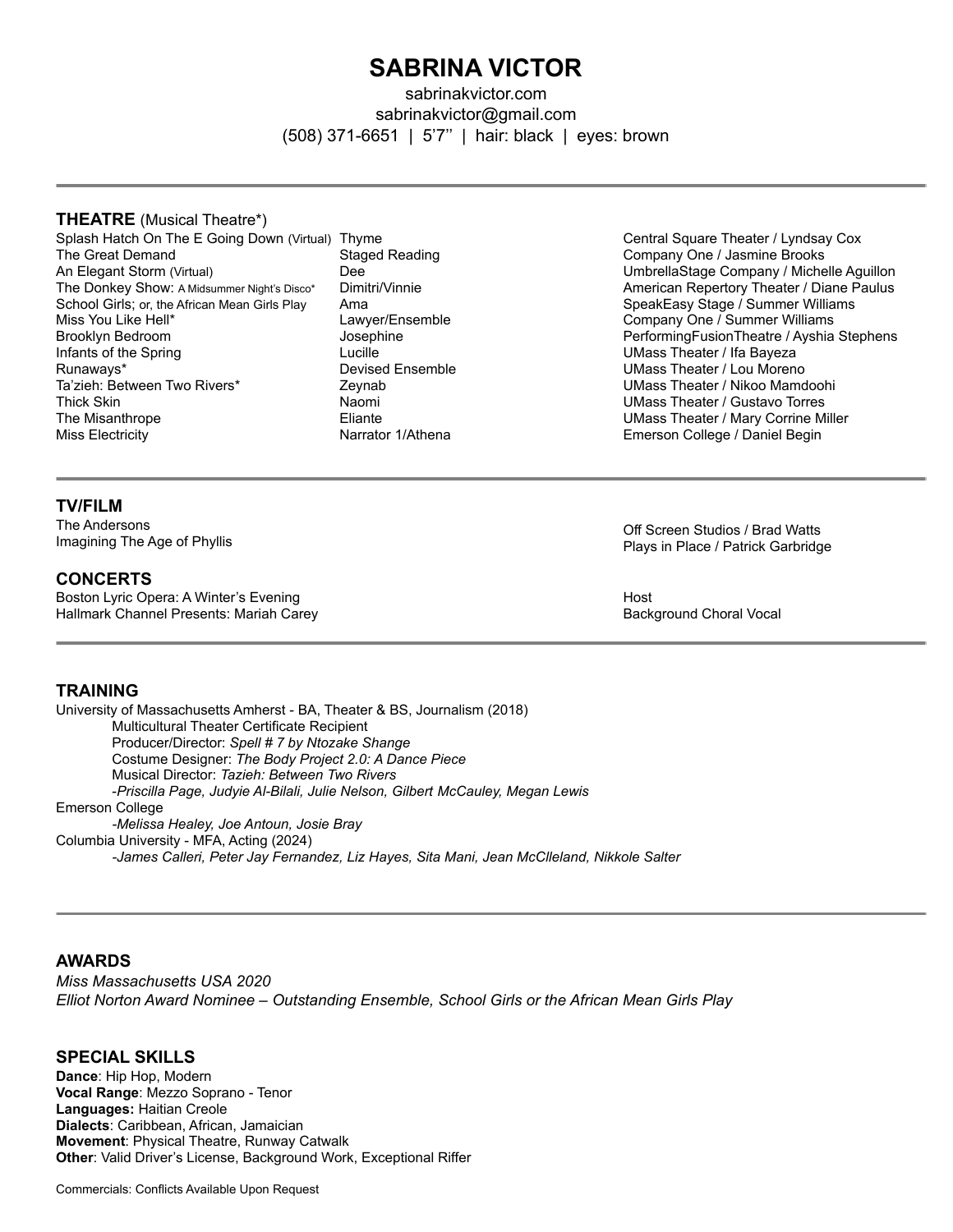# SABRINA VICTOR

sabrinakvictor.com
sabrinakvictor@gmail.com
(508) 371-6651 | 5'7'' | hair: black | eyes: brown

---

## THEATRE (Musical Theatre*)

| | | |
|---|---|---|
| Splash Hatch On The E Going Down (Virtual) | Thyme | Central Square Theater / Lyndsay Cox |
| The Great Demand | Staged Reading | Company One / Jasmine Brooks |
| An Elegant Storm (Virtual) | Dee | UmbrellaStage Company / Michelle Aguillon |
| The Donkey Show: A Midsummer Night's Disco* | Dimitri/Vinnie | American Repertory Theater / Diane Paulus |
| School Girls; or, the African Mean Girls Play | Ama | SpeakEasy Stage / Summer Williams |
| Miss You Like Hell* | Lawyer/Ensemble | Company One / Summer Williams |
| Brooklyn Bedroom | Josephine | PerformingFusionTheatre / Ayshia Stephens |
| Infants of the Spring | Lucille | UMass Theater / Ifa Bayeza |
| Runaways* | Devised Ensemble | UMass Theater / Lou Moreno |
| Ta'zieh: Between Two Rivers* | Zeynab | UMass Theater / Nikoo Mamdoohi |
| Thick Skin | Naomi | UMass Theater / Gustavo Torres |
| The Misanthrope | Eliante | UMass Theater / Mary Corrine Miller |
| Miss Electricity | Narrator 1/Athena | Emerson College / Daniel Begin |

---

## TV/FILM

| | |
|---|---|
| The Andersons | Off Screen Studios / Brad Watts |
| Imagining The Age of Phyllis | Plays in Place / Patrick Garbridge |

## CONCERTS

| | |
|---|---|
| Boston Lyric Opera: A Winter's Evening | Host |
| Hallmark Channel Presents: Mariah Carey | Background Choral Vocal |

---

## TRAINING

University of Massachusetts Amherst - BA, Theater & BS, Journalism (2018)
- Multicultural Theater Certificate Recipient
- Producer/Director: *Spell # 7 by Ntozake Shange*
- Costume Designer: *The Body Project 2.0: A Dance Piece*
- Musical Director: *Tazieh: Between Two Rivers*
- *-Priscilla Page, Judyie Al-Bilali, Julie Nelson, Gilbert McCauley, Megan Lewis*

Emerson College
- *-Melissa Healey, Joe Antoun, Josie Bray*

Columbia University - MFA, Acting (2024)
- *-James Calleri, Peter Jay Fernandez, Liz Hayes, Sita Mani, Jean McClleland, Nikkole Salter*

---

## AWARDS

*Miss Massachusetts USA 2020*
*Elliot Norton Award Nominee – Outstanding Ensemble, School Girls or the African Mean Girls Play*

## SPECIAL SKILLS

**Dance**: Hip Hop, Modern
**Vocal Range**: Mezzo Soprano - Tenor
**Languages:** Haitian Creole
**Dialects**: Caribbean, African, Jamaician
**Movement**: Physical Theatre, Runway Catwalk
**Other**: Valid Driver's License, Background Work, Exceptional Riffer

Commercials: Conflicts Available Upon Request